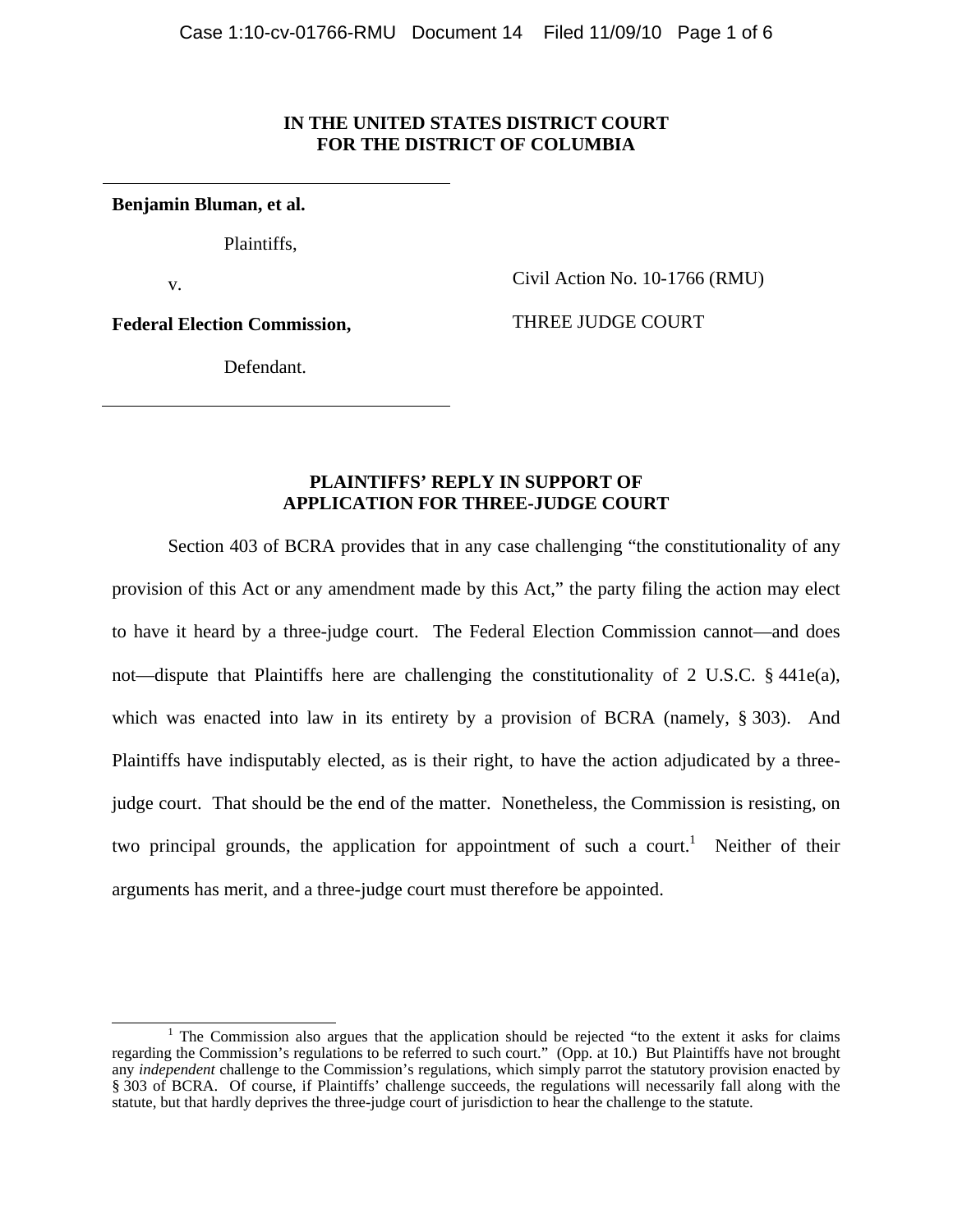**IN THE UNITED STATES DISTRICT COURT
FOR THE DISTRICT OF COLUMBIA**

**Benjamin Bluman, et al.**

Plaintiffs,

v.

**Federal Election Commission,**

Defendant.

Civil Action No. 10-1766 (RMU)

THREE JUDGE COURT

**PLAINTIFFS' REPLY IN SUPPORT OF
APPLICATION FOR THREE-JUDGE COURT**

Section 403 of BCRA provides that in any case challenging "the constitutionality of any provision of this Act or any amendment made by this Act," the party filing the action may elect to have it heard by a three-judge court. The Federal Election Commission cannot—and does not—dispute that Plaintiffs here are challenging the constitutionality of 2 U.S.C. § 441e(a), which was enacted into law in its entirety by a provision of BCRA (namely, § 303). And Plaintiffs have indisputably elected, as is their right, to have the action adjudicated by a three-judge court. That should be the end of the matter. Nonetheless, the Commission is resisting, on two principal grounds, the application for appointment of such a court.[1] Neither of their arguments has merit, and a three-judge court must therefore be appointed.

---

[1] The Commission also argues that the application should be rejected "to the extent it asks for claims regarding the Commission's regulations to be referred to such court." (Opp. at 10.) But Plaintiffs have not brought any *independent* challenge to the Commission's regulations, which simply parrot the statutory provision enacted by § 303 of BCRA. Of course, if Plaintiffs' challenge succeeds, the regulations will necessarily fall along with the statute, but that hardly deprives the three-judge court of jurisdiction to hear the challenge to the statute.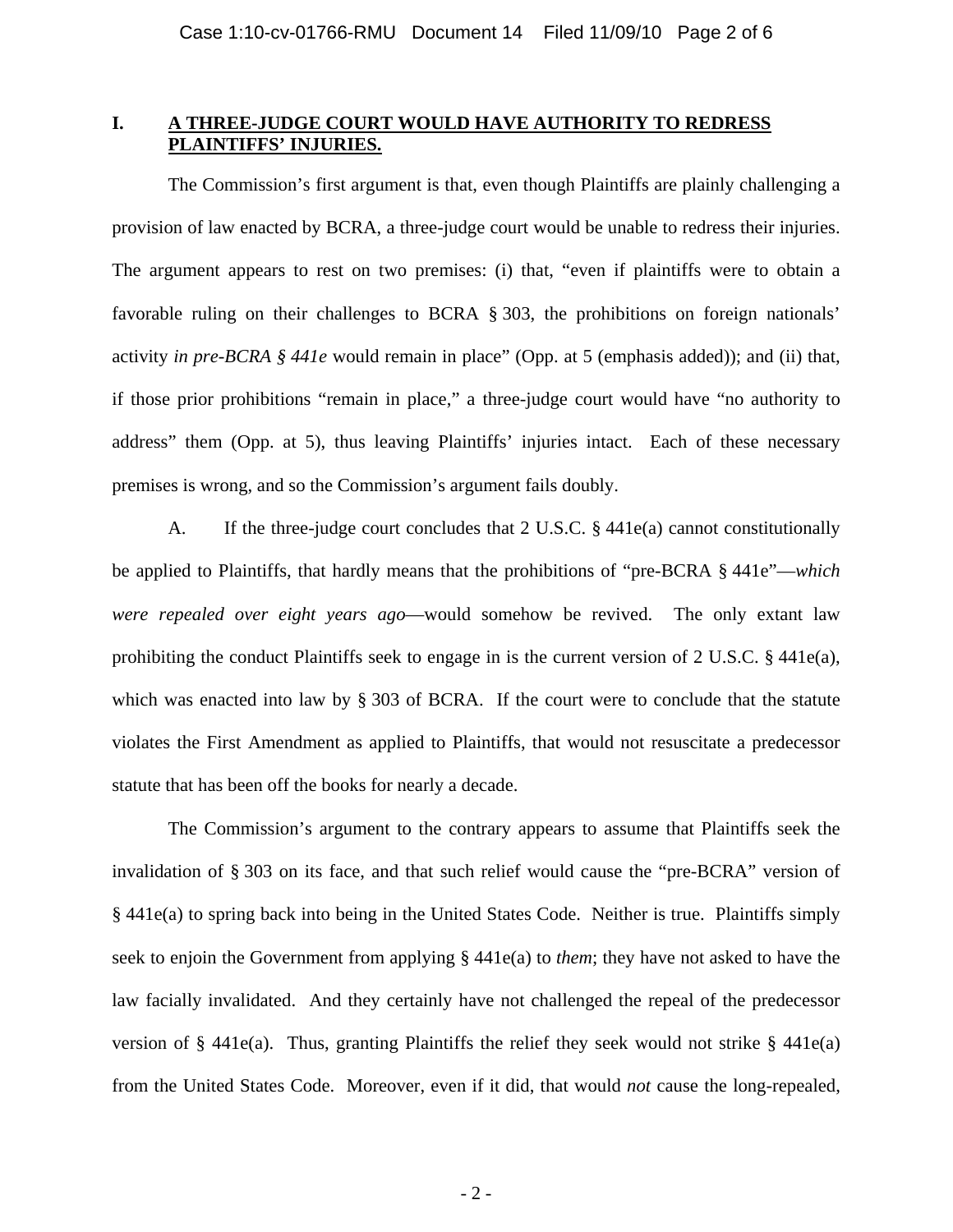## I. A THREE-JUDGE COURT WOULD HAVE AUTHORITY TO REDRESS PLAINTIFFS' INJURIES.

The Commission's first argument is that, even though Plaintiffs are plainly challenging a provision of law enacted by BCRA, a three-judge court would be unable to redress their injuries. The argument appears to rest on two premises: (i) that, "even if plaintiffs were to obtain a favorable ruling on their challenges to BCRA § 303, the prohibitions on foreign nationals' activity *in pre-BCRA § 441e* would remain in place" (Opp. at 5 (emphasis added)); and (ii) that, if those prior prohibitions "remain in place," a three-judge court would have "no authority to address" them (Opp. at 5), thus leaving Plaintiffs' injuries intact. Each of these necessary premises is wrong, and so the Commission's argument fails doubly.

A. If the three-judge court concludes that 2 U.S.C. § 441e(a) cannot constitutionally be applied to Plaintiffs, that hardly means that the prohibitions of "pre-BCRA § 441e"—*which were repealed over eight years ago*—would somehow be revived. The only extant law prohibiting the conduct Plaintiffs seek to engage in is the current version of 2 U.S.C. § 441e(a), which was enacted into law by § 303 of BCRA. If the court were to conclude that the statute violates the First Amendment as applied to Plaintiffs, that would not resuscitate a predecessor statute that has been off the books for nearly a decade.

The Commission's argument to the contrary appears to assume that Plaintiffs seek the invalidation of § 303 on its face, and that such relief would cause the "pre-BCRA" version of § 441e(a) to spring back into being in the United States Code. Neither is true. Plaintiffs simply seek to enjoin the Government from applying § 441e(a) to *them*; they have not asked to have the law facially invalidated. And they certainly have not challenged the repeal of the predecessor version of § 441e(a). Thus, granting Plaintiffs the relief they seek would not strike § 441e(a) from the United States Code. Moreover, even if it did, that would *not* cause the long-repealed,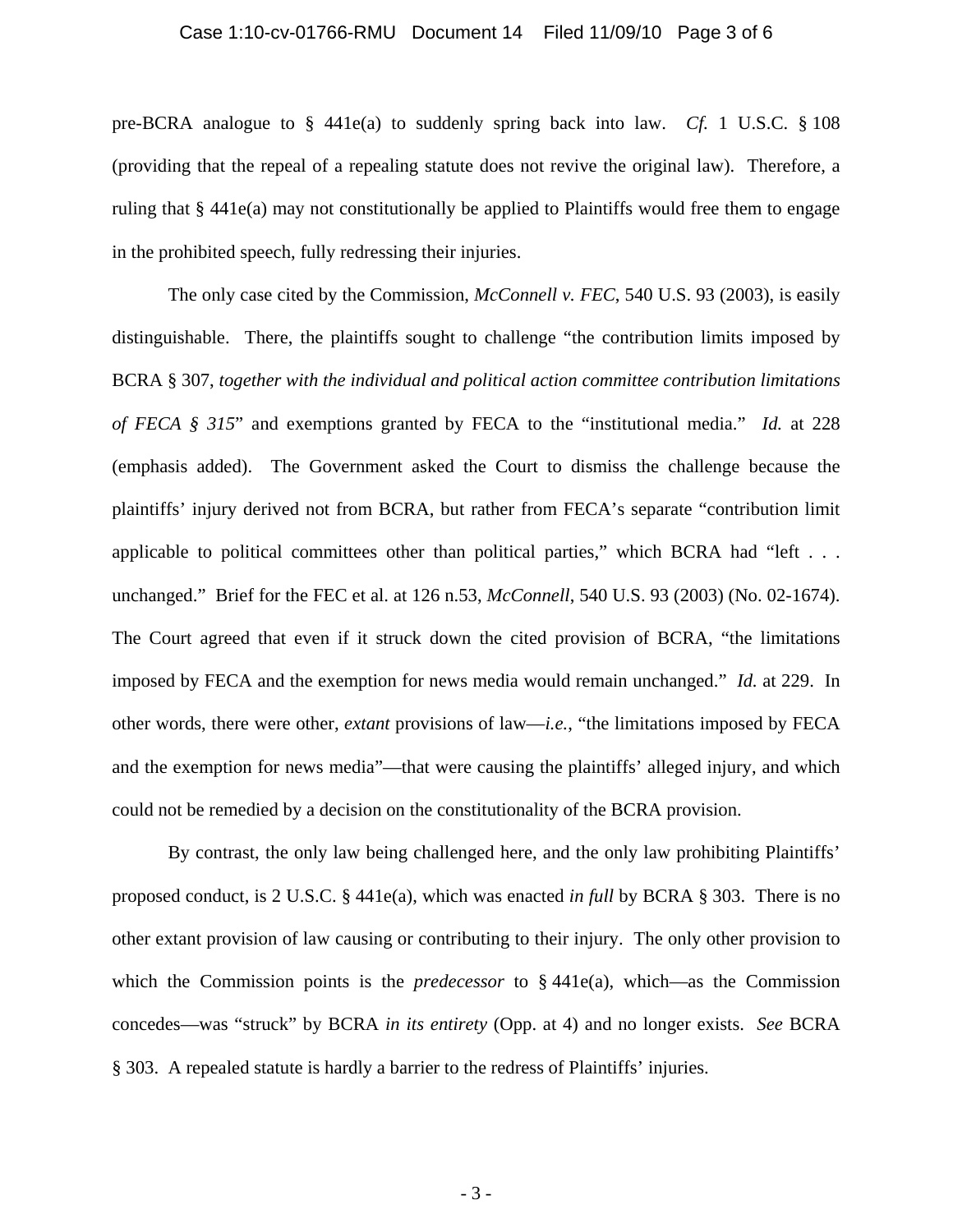pre-BCRA analogue to § 441e(a) to suddenly spring back into law. *Cf.* 1 U.S.C. § 108 (providing that the repeal of a repealing statute does not revive the original law). Therefore, a ruling that § 441e(a) may not constitutionally be applied to Plaintiffs would free them to engage in the prohibited speech, fully redressing their injuries.

The only case cited by the Commission, *McConnell v. FEC*, 540 U.S. 93 (2003), is easily distinguishable. There, the plaintiffs sought to challenge "the contribution limits imposed by BCRA § 307, *together with the individual and political action committee contribution limitations of FECA § 315*" and exemptions granted by FECA to the "institutional media." *Id.* at 228 (emphasis added). The Government asked the Court to dismiss the challenge because the plaintiffs' injury derived not from BCRA, but rather from FECA's separate "contribution limit applicable to political committees other than political parties," which BCRA had "left . . . unchanged." Brief for the FEC et al. at 126 n.53, *McConnell*, 540 U.S. 93 (2003) (No. 02-1674). The Court agreed that even if it struck down the cited provision of BCRA, "the limitations imposed by FECA and the exemption for news media would remain unchanged." *Id.* at 229. In other words, there were other, *extant* provisions of law—*i.e.*, "the limitations imposed by FECA and the exemption for news media"—that were causing the plaintiffs' alleged injury, and which could not be remedied by a decision on the constitutionality of the BCRA provision.

By contrast, the only law being challenged here, and the only law prohibiting Plaintiffs' proposed conduct, is 2 U.S.C. § 441e(a), which was enacted *in full* by BCRA § 303. There is no other extant provision of law causing or contributing to their injury. The only other provision to which the Commission points is the *predecessor* to § 441e(a), which—as the Commission concedes—was "struck" by BCRA *in its entirety* (Opp. at 4) and no longer exists. *See* BCRA § 303. A repealed statute is hardly a barrier to the redress of Plaintiffs' injuries.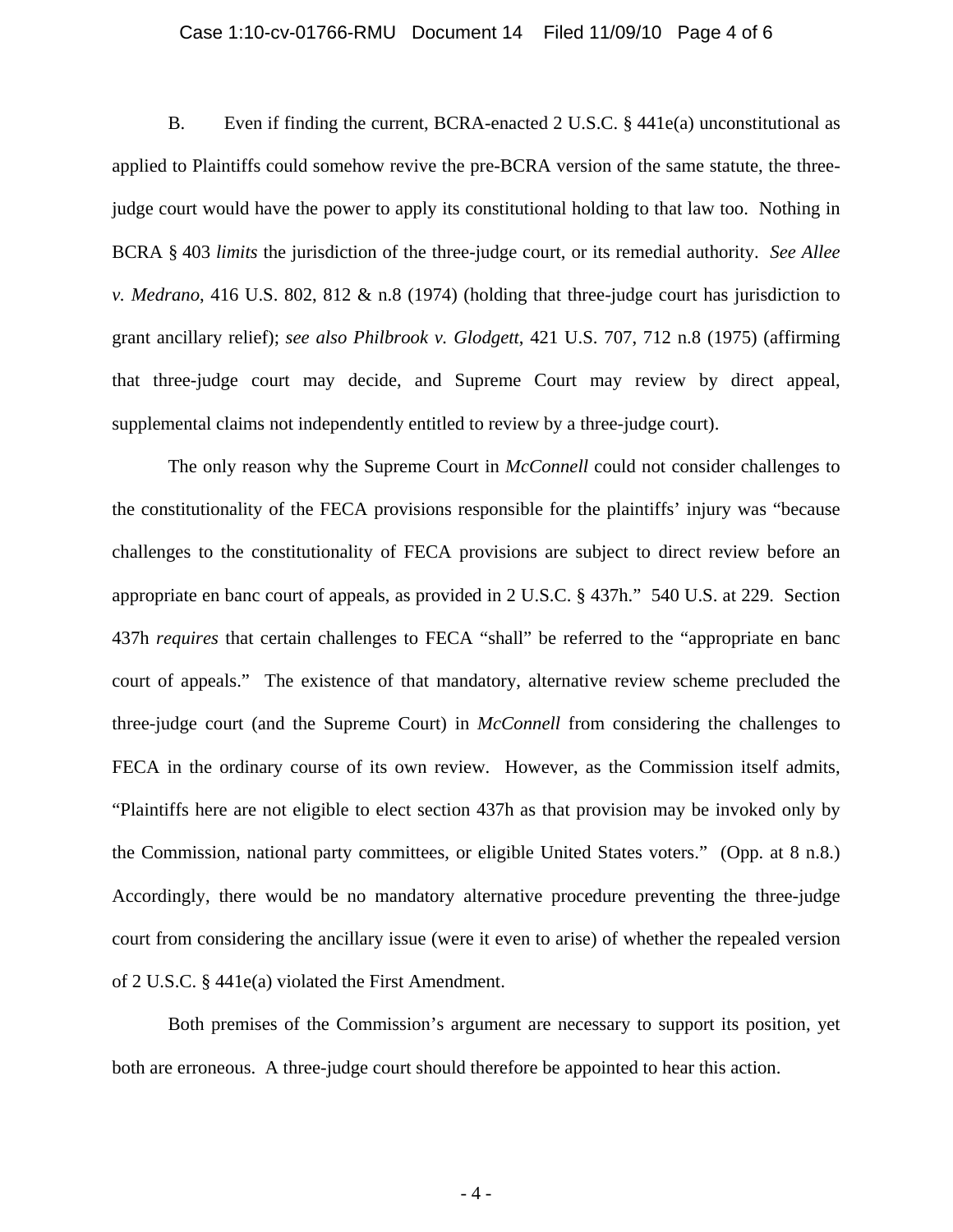B. Even if finding the current, BCRA-enacted 2 U.S.C. § 441e(a) unconstitutional as applied to Plaintiffs could somehow revive the pre-BCRA version of the same statute, the three-judge court would have the power to apply its constitutional holding to that law too. Nothing in BCRA § 403 *limits* the jurisdiction of the three-judge court, or its remedial authority. *See Allee v. Medrano*, 416 U.S. 802, 812 & n.8 (1974) (holding that three-judge court has jurisdiction to grant ancillary relief); *see also Philbrook v. Glodgett*, 421 U.S. 707, 712 n.8 (1975) (affirming that three-judge court may decide, and Supreme Court may review by direct appeal, supplemental claims not independently entitled to review by a three-judge court).

The only reason why the Supreme Court in *McConnell* could not consider challenges to the constitutionality of the FECA provisions responsible for the plaintiffs' injury was "because challenges to the constitutionality of FECA provisions are subject to direct review before an appropriate en banc court of appeals, as provided in 2 U.S.C. § 437h." 540 U.S. at 229. Section 437h *requires* that certain challenges to FECA "shall" be referred to the "appropriate en banc court of appeals." The existence of that mandatory, alternative review scheme precluded the three-judge court (and the Supreme Court) in *McConnell* from considering the challenges to FECA in the ordinary course of its own review. However, as the Commission itself admits, "Plaintiffs here are not eligible to elect section 437h as that provision may be invoked only by the Commission, national party committees, or eligible United States voters." (Opp. at 8 n.8.) Accordingly, there would be no mandatory alternative procedure preventing the three-judge court from considering the ancillary issue (were it even to arise) of whether the repealed version of 2 U.S.C. § 441e(a) violated the First Amendment.

Both premises of the Commission's argument are necessary to support its position, yet both are erroneous. A three-judge court should therefore be appointed to hear this action.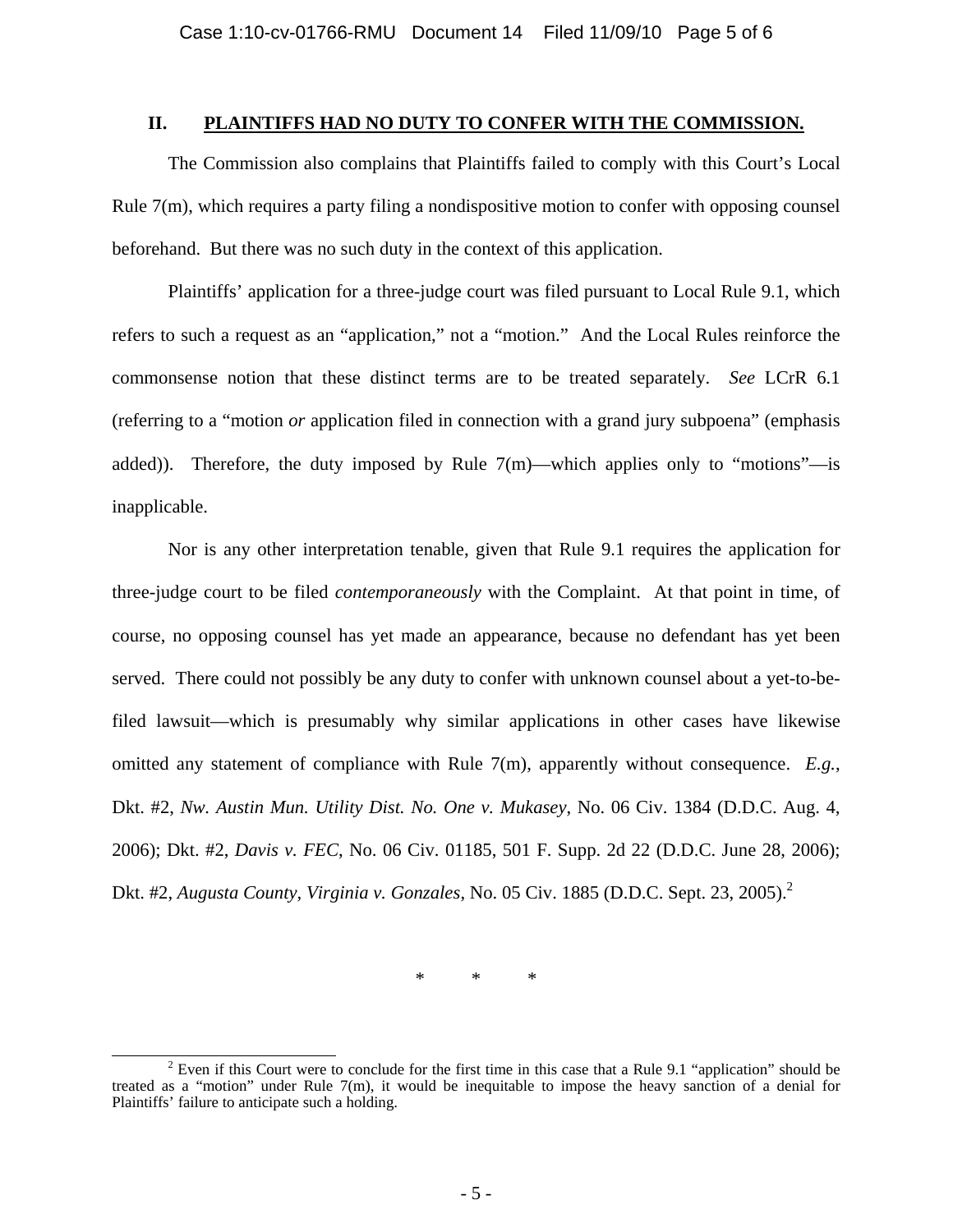## II. PLAINTIFFS HAD NO DUTY TO CONFER WITH THE COMMISSION.

The Commission also complains that Plaintiffs failed to comply with this Court's Local Rule 7(m), which requires a party filing a nondispositive motion to confer with opposing counsel beforehand. But there was no such duty in the context of this application.

Plaintiffs' application for a three-judge court was filed pursuant to Local Rule 9.1, which refers to such a request as an "application," not a "motion." And the Local Rules reinforce the commonsense notion that these distinct terms are to be treated separately. *See* LCrR 6.1 (referring to a "motion *or* application filed in connection with a grand jury subpoena" (emphasis added)). Therefore, the duty imposed by Rule 7(m)—which applies only to "motions"—is inapplicable.

Nor is any other interpretation tenable, given that Rule 9.1 requires the application for three-judge court to be filed *contemporaneously* with the Complaint. At that point in time, of course, no opposing counsel has yet made an appearance, because no defendant has yet been served. There could not possibly be any duty to confer with unknown counsel about a yet-to-be-filed lawsuit—which is presumably why similar applications in other cases have likewise omitted any statement of compliance with Rule 7(m), apparently without consequence. *E.g.*, Dkt. #2, *Nw. Austin Mun. Utility Dist. No. One v. Mukasey*, No. 06 Civ. 1384 (D.D.C. Aug. 4, 2006); Dkt. #2, *Davis v. FEC*, No. 06 Civ. 01185, 501 F. Supp. 2d 22 (D.D.C. June 28, 2006); Dkt. #2, *Augusta County, Virginia v. Gonzales*, No. 05 Civ. 1885 (D.D.C. Sept. 23, 2005).[2]

\* \* \*

[2] Even if this Court were to conclude for the first time in this case that a Rule 9.1 "application" should be treated as a "motion" under Rule 7(m), it would be inequitable to impose the heavy sanction of a denial for Plaintiffs' failure to anticipate such a holding.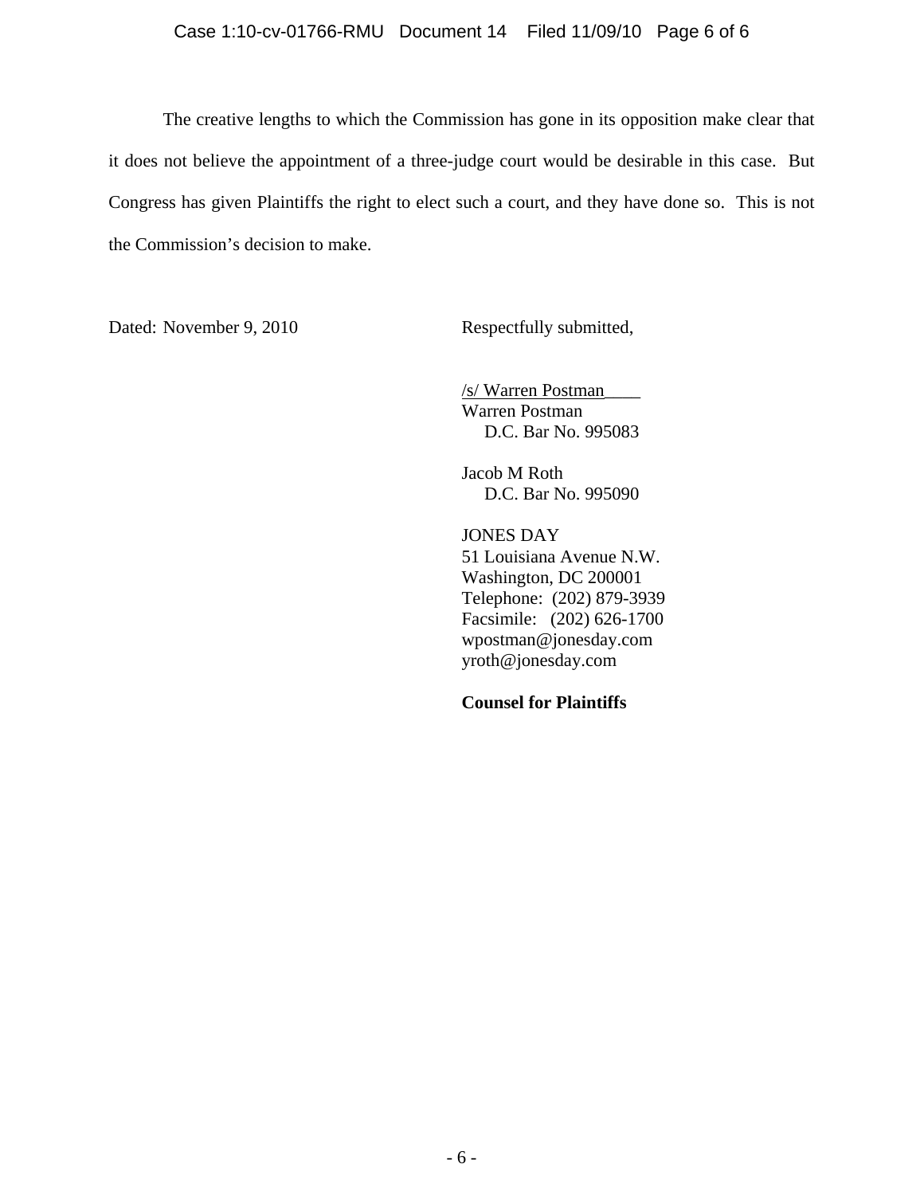The creative lengths to which the Commission has gone in its opposition make clear that it does not believe the appointment of a three-judge court would be desirable in this case. But Congress has given Plaintiffs the right to elect such a court, and they have done so. This is not the Commission's decision to make.

Dated: November 9, 2010

Respectfully submitted,

/s/ Warren Postman____
Warren Postman
D.C. Bar No. 995083

Jacob M Roth
D.C. Bar No. 995090

JONES DAY
51 Louisiana Avenue N.W.
Washington, DC 200001
Telephone: (202) 879-3939
Facsimile: (202) 626-1700
wpostman@jonesday.com
yroth@jonesday.com

**Counsel for Plaintiffs**